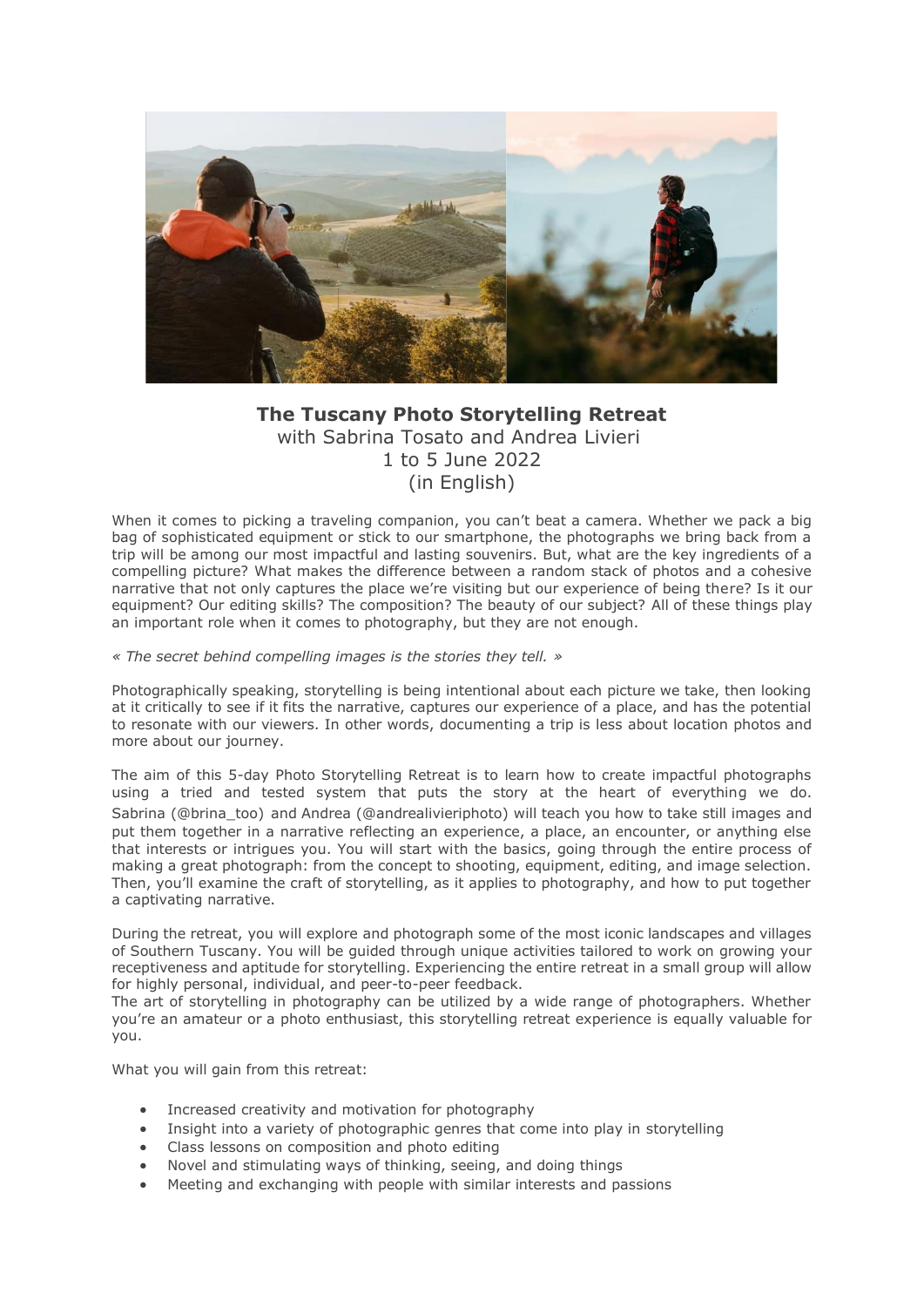# The Tuscany Photo Storytelling Retreat

with Sabrina Tosato and Andrea Livieri
1 to 5 June 2022
(in English)

When it comes to picking a traveling companion, you can't beat a camera. Whether we pack a big bag of sophisticated equipment or stick to our smartphone, the photographs we bring back from a trip will be among our most impactful and lasting souvenirs. But, what are the key ingredients of a compelling picture? What makes the difference between a random stack of photos and a cohesive narrative that not only captures the place we're visiting but our experience of being there? Is it our equipment? Our editing skills? The composition? The beauty of our subject? All of these things play an important role when it comes to photography, but they are not enough.

*« The secret behind compelling images is the stories they tell. »*

Photographically speaking, storytelling is being intentional about each picture we take, then looking at it critically to see if it fits the narrative, captures our experience of a place, and has the potential to resonate with our viewers. In other words, documenting a trip is less about location photos and more about our journey.

The aim of this 5-day Photo Storytelling Retreat is to learn how to create impactful photographs using a tried and tested system that puts the story at the heart of everything we do. Sabrina (@brina_too) and Andrea (@andrealivieriphoto) will teach you how to take still images and put them together in a narrative reflecting an experience, a place, an encounter, or anything else that interests or intrigues you. You will start with the basics, going through the entire process of making a great photograph: from the concept to shooting, equipment, editing, and image selection. Then, you'll examine the craft of storytelling, as it applies to photography, and how to put together a captivating narrative.

During the retreat, you will explore and photograph some of the most iconic landscapes and villages of Southern Tuscany. You will be guided through unique activities tailored to work on growing your receptiveness and aptitude for storytelling. Experiencing the entire retreat in a small group will allow for highly personal, individual, and peer-to-peer feedback.
The art of storytelling in photography can be utilized by a wide range of photographers. Whether you're an amateur or a photo enthusiast, this storytelling retreat experience is equally valuable for you.

What you will gain from this retreat:

- Increased creativity and motivation for photography
- Insight into a variety of photographic genres that come into play in storytelling
- Class lessons on composition and photo editing
- Novel and stimulating ways of thinking, seeing, and doing things
- Meeting and exchanging with people with similar interests and passions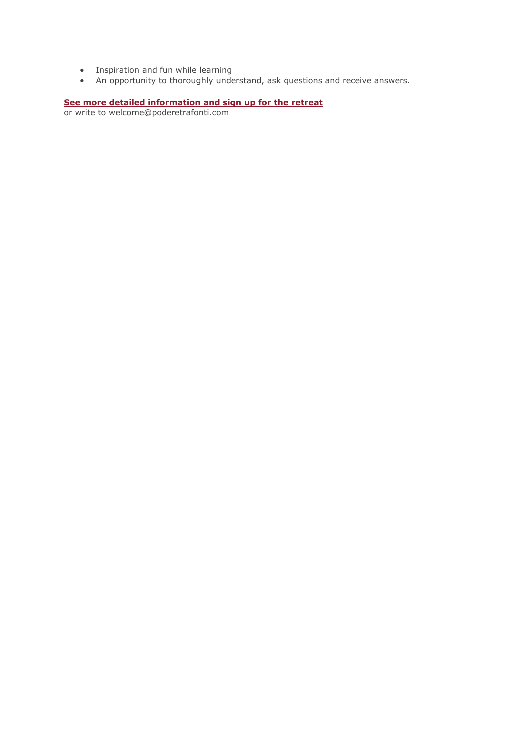- Inspiration and fun while learning
- An opportunity to thoroughly understand, ask questions and receive answers.

**See more detailed information and sign up for the retreat**
or write to welcome@poderetrafonti.com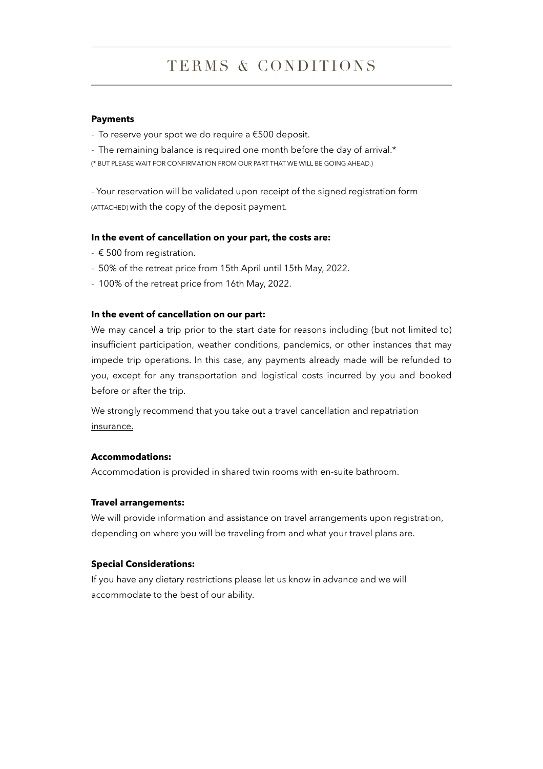# TERMS & CONDITIONS

**Payments**

- To reserve your spot we do require a €500 deposit.
- The remaining balance is required one month before the day of arrival.*

(* BUT PLEASE WAIT FOR CONFIRMATION FROM OUR PART THAT WE WILL BE GOING AHEAD.)

- Your reservation will be validated upon receipt of the signed registration form (ATTACHED) with the copy of the deposit payment.

**In the event of cancellation on your part, the costs are:**

- € 500 from registration.
- 50% of the retreat price from 15th April until 15th May, 2022.
- 100% of the retreat price from 16th May, 2022.

**In the event of cancellation on our part:**

We may cancel a trip prior to the start date for reasons including (but not limited to) insufficient participation, weather conditions, pandemics, or other instances that may impede trip operations. In this case, any payments already made will be refunded to you, except for any transportation and logistical costs incurred by you and booked before or after the trip.

<u>We strongly recommend that you take out a travel cancellation and repatriation insurance.</u>

**Accommodations:**

Accommodation is provided in shared twin rooms with en-suite bathroom.

**Travel arrangements:**

We will provide information and assistance on travel arrangements upon registration, depending on where you will be traveling from and what your travel plans are.

**Special Considerations:**

If you have any dietary restrictions please let us know in advance and we will accommodate to the best of our ability.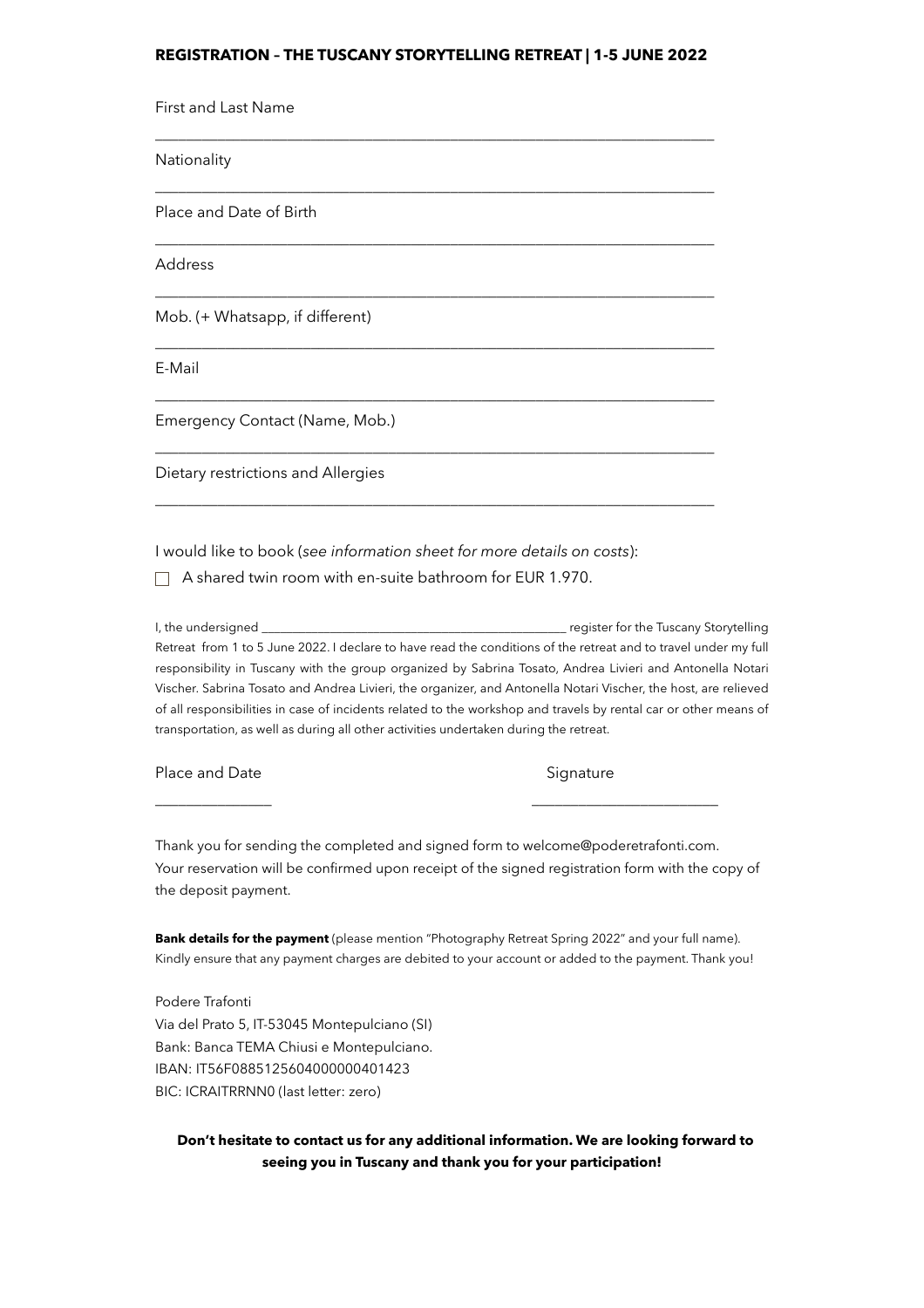**REGISTRATION – THE TUSCANY STORYTELLING RETREAT | 1-5 JUNE 2022**

First and Last Name

___________________________________________________________________________

Nationality

___________________________________________________________________________

Place and Date of Birth

___________________________________________________________________________

Address

___________________________________________________________________________

Mob. (+ Whatsapp, if different)

___________________________________________________________________________

E-Mail

___________________________________________________________________________

Emergency Contact (Name, Mob.)

___________________________________________________________________________

Dietary restrictions and Allergies

___________________________________________________________________________

I would like to book (*see information sheet for more details on costs*):

☐ A shared twin room with en-suite bathroom for EUR 1.970.

I, the undersigned _______________________________________________ register for the Tuscany Storytelling Retreat from 1 to 5 June 2022. I declare to have read the conditions of the retreat and to travel under my full responsibility in Tuscany with the group organized by Sabrina Tosato, Andrea Livieri and Antonella Notari Vischer. Sabrina Tosato and Andrea Livieri, the organizer, and Antonella Notari Vischer, the host, are relieved of all responsibilities in case of incidents related to the workshop and travels by rental car or other means of transportation, as well as during all other activities undertaken during the retreat.

Place and Date

_______________

Signature

_________________________

Thank you for sending the completed and signed form to welcome@poderetrafonti.com.
Your reservation will be confirmed upon receipt of the signed registration form with the copy of the deposit payment.

**Bank details for the payment** (please mention "Photography Retreat Spring 2022" and your full name).
Kindly ensure that any payment charges are debited to your account or added to the payment. Thank you!

Podere Trafonti
Via del Prato 5, IT-53045 Montepulciano (SI)
Bank: Banca TEMA Chiusi e Montepulciano.
IBAN: IT56F0885125604000000401423
BIC: ICRAITRRNN0 (last letter: zero)

**Don't hesitate to contact us for any additional information. We are looking forward to seeing you in Tuscany and thank you for your participation!**